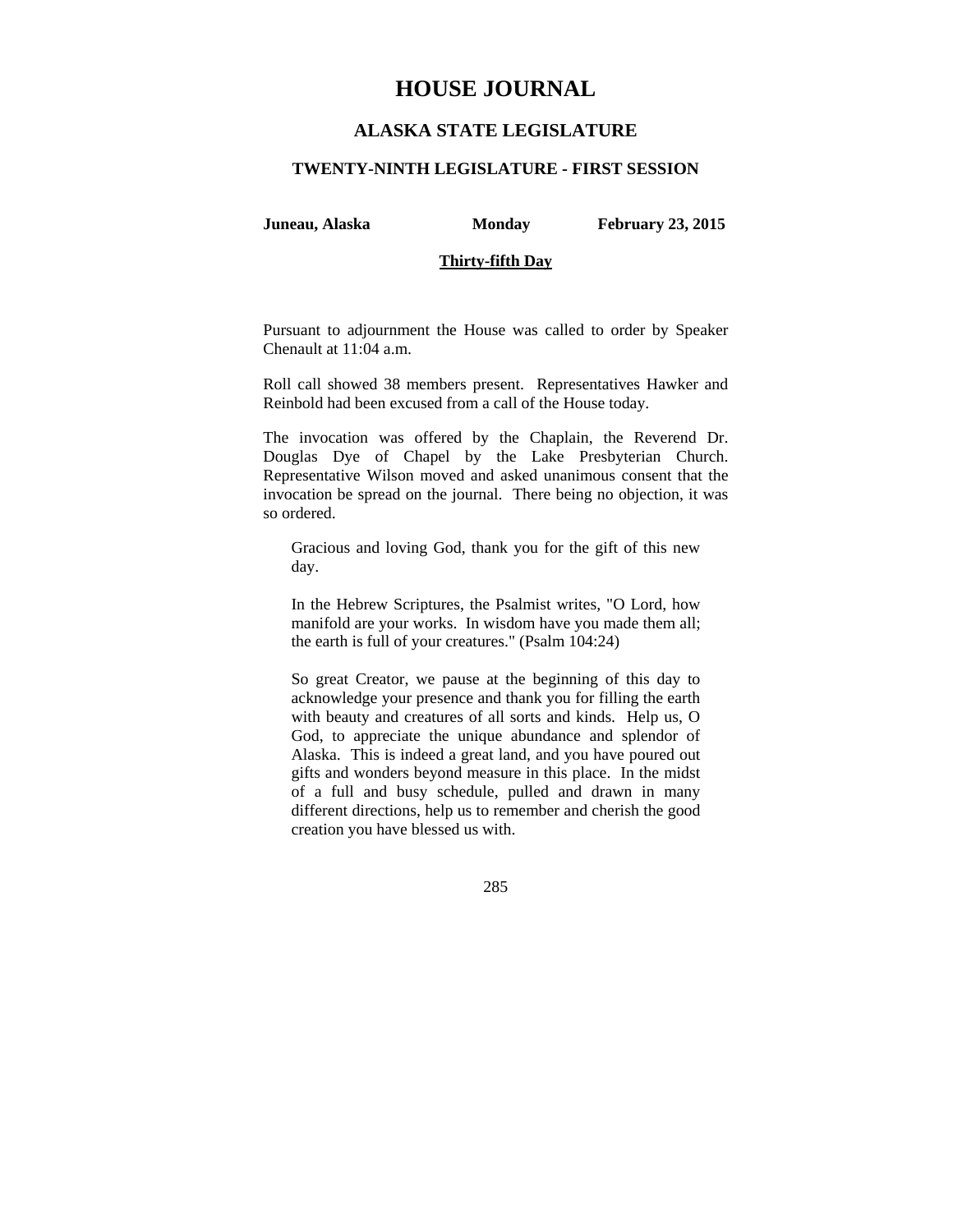# HOUSE JOURNAL

## ALASKA STATE LEGISLATURE

### TWENTY-NINTH LEGISLATURE - FIRST SESSION

**Juneau, Alaska** **Monday** **February 23, 2015**

**Thirty-fifth Day**

Pursuant to adjournment the House was called to order by Speaker Chenault at 11:04 a.m.

Roll call showed 38 members present. Representatives Hawker and Reinbold had been excused from a call of the House today.

The invocation was offered by the Chaplain, the Reverend Dr. Douglas Dye of Chapel by the Lake Presbyterian Church. Representative Wilson moved and asked unanimous consent that the invocation be spread on the journal. There being no objection, it was so ordered.

> Gracious and loving God, thank you for the gift of this new day.
>
> In the Hebrew Scriptures, the Psalmist writes, "O Lord, how manifold are your works. In wisdom have you made them all; the earth is full of your creatures." (Psalm 104:24)
>
> So great Creator, we pause at the beginning of this day to acknowledge your presence and thank you for filling the earth with beauty and creatures of all sorts and kinds. Help us, O God, to appreciate the unique abundance and splendor of Alaska. This is indeed a great land, and you have poured out gifts and wonders beyond measure in this place. In the midst of a full and busy schedule, pulled and drawn in many different directions, help us to remember and cherish the good creation you have blessed us with.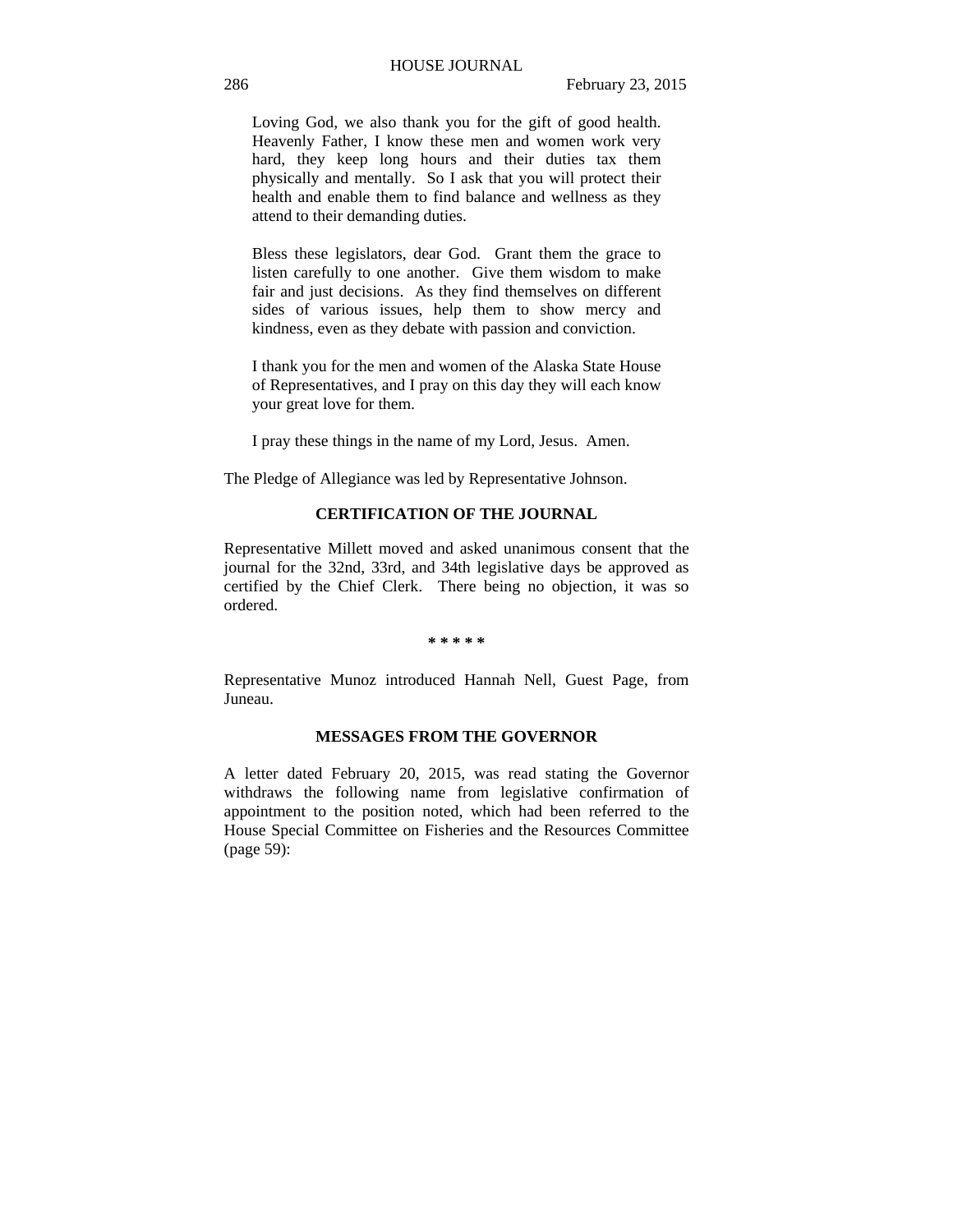Loving God, we also thank you for the gift of good health. Heavenly Father, I know these men and women work very hard, they keep long hours and their duties tax them physically and mentally. So I ask that you will protect their health and enable them to find balance and wellness as they attend to their demanding duties.

Bless these legislators, dear God. Grant them the grace to listen carefully to one another. Give them wisdom to make fair and just decisions. As they find themselves on different sides of various issues, help them to show mercy and kindness, even as they debate with passion and conviction.

I thank you for the men and women of the Alaska State House of Representatives, and I pray on this day they will each know your great love for them.

I pray these things in the name of my Lord, Jesus. Amen.

The Pledge of Allegiance was led by Representative Johnson.

**CERTIFICATION OF THE JOURNAL**

Representative Millett moved and asked unanimous consent that the journal for the 32nd, 33rd, and 34th legislative days be approved as certified by the Chief Clerk. There being no objection, it was so ordered.

**\* \* \* \* \***

Representative Munoz introduced Hannah Nell, Guest Page, from Juneau.

**MESSAGES FROM THE GOVERNOR**

A letter dated February 20, 2015, was read stating the Governor withdraws the following name from legislative confirmation of appointment to the position noted, which had been referred to the House Special Committee on Fisheries and the Resources Committee (page 59):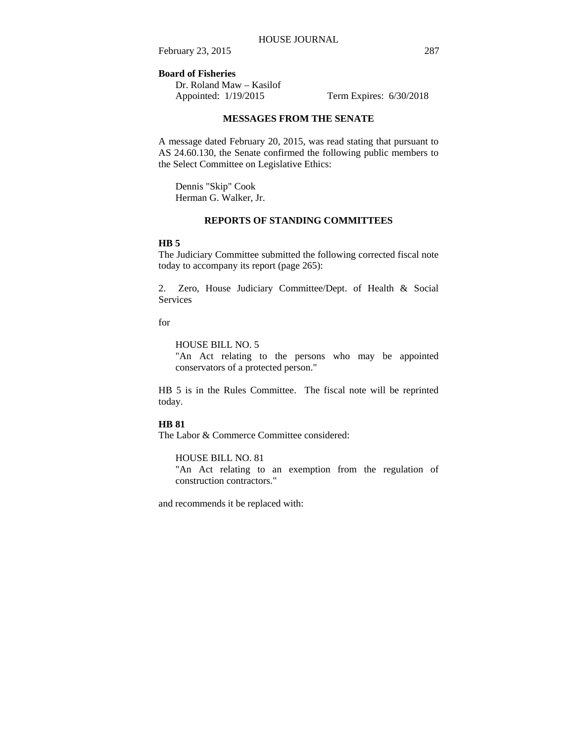**Board of Fisheries**

Dr. Roland Maw – Kasilof
Appointed: 1/19/2015 Term Expires: 6/30/2018

## MESSAGES FROM THE SENATE

A message dated February 20, 2015, was read stating that pursuant to AS 24.60.130, the Senate confirmed the following public members to the Select Committee on Legislative Ethics:

Dennis "Skip" Cook
Herman G. Walker, Jr.

## REPORTS OF STANDING COMMITTEES

**HB 5**

The Judiciary Committee submitted the following corrected fiscal note today to accompany its report (page 265):

2. Zero, House Judiciary Committee/Dept. of Health & Social Services

for

HOUSE BILL NO. 5
"An Act relating to the persons who may be appointed conservators of a protected person."

HB 5 is in the Rules Committee. The fiscal note will be reprinted today.

**HB 81**

The Labor & Commerce Committee considered:

HOUSE BILL NO. 81
"An Act relating to an exemption from the regulation of construction contractors."

and recommends it be replaced with: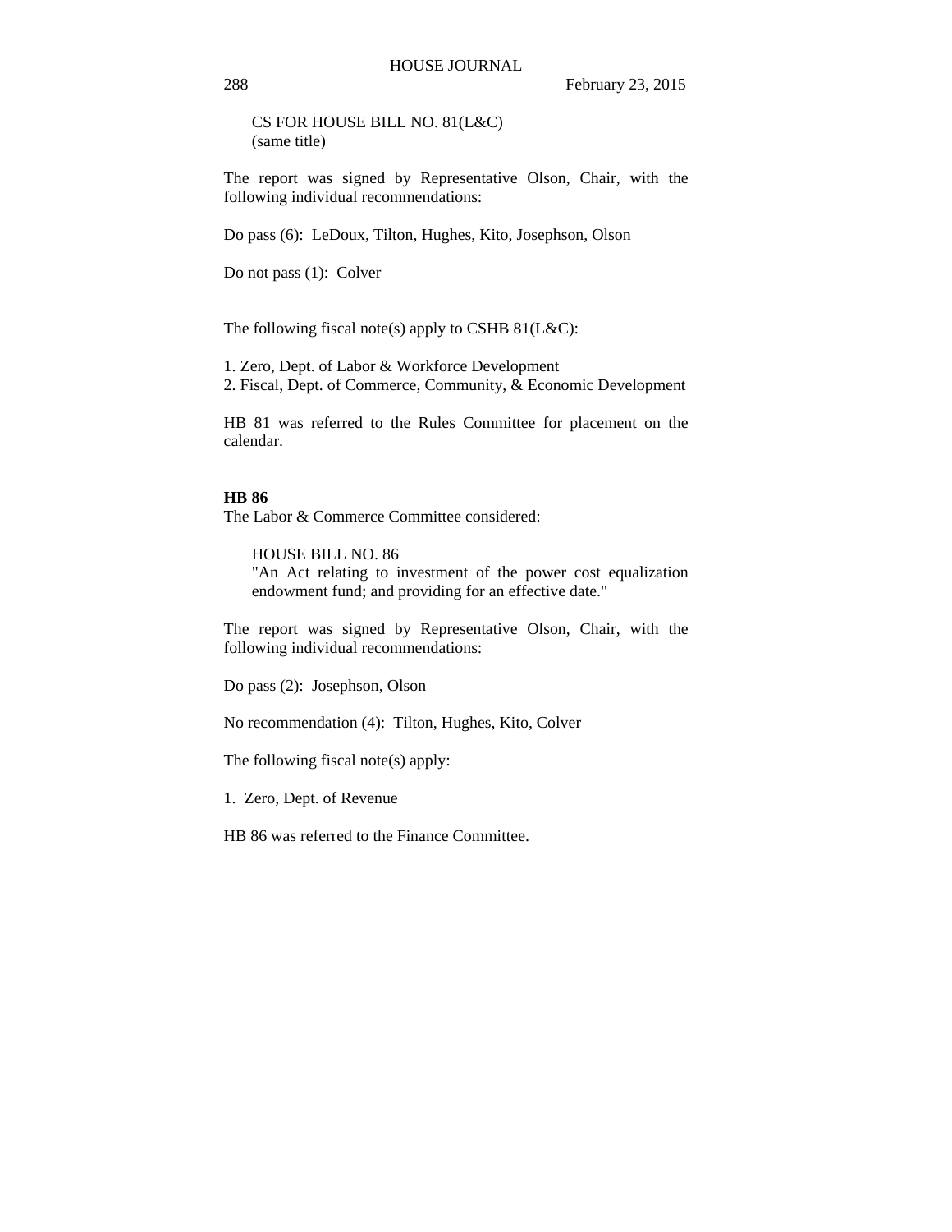CS FOR HOUSE BILL NO. 81(L&C)
(same title)

The report was signed by Representative Olson, Chair, with the following individual recommendations:

Do pass (6): LeDoux, Tilton, Hughes, Kito, Josephson, Olson

Do not pass (1): Colver

The following fiscal note(s) apply to CSHB 81(L&C):

1. Zero, Dept. of Labor & Workforce Development
2. Fiscal, Dept. of Commerce, Community, & Economic Development

HB 81 was referred to the Rules Committee for placement on the calendar.

**HB 86**

The Labor & Commerce Committee considered:

HOUSE BILL NO. 86
"An Act relating to investment of the power cost equalization endowment fund; and providing for an effective date."

The report was signed by Representative Olson, Chair, with the following individual recommendations:

Do pass (2): Josephson, Olson

No recommendation (4): Tilton, Hughes, Kito, Colver

The following fiscal note(s) apply:

1. Zero, Dept. of Revenue

HB 86 was referred to the Finance Committee.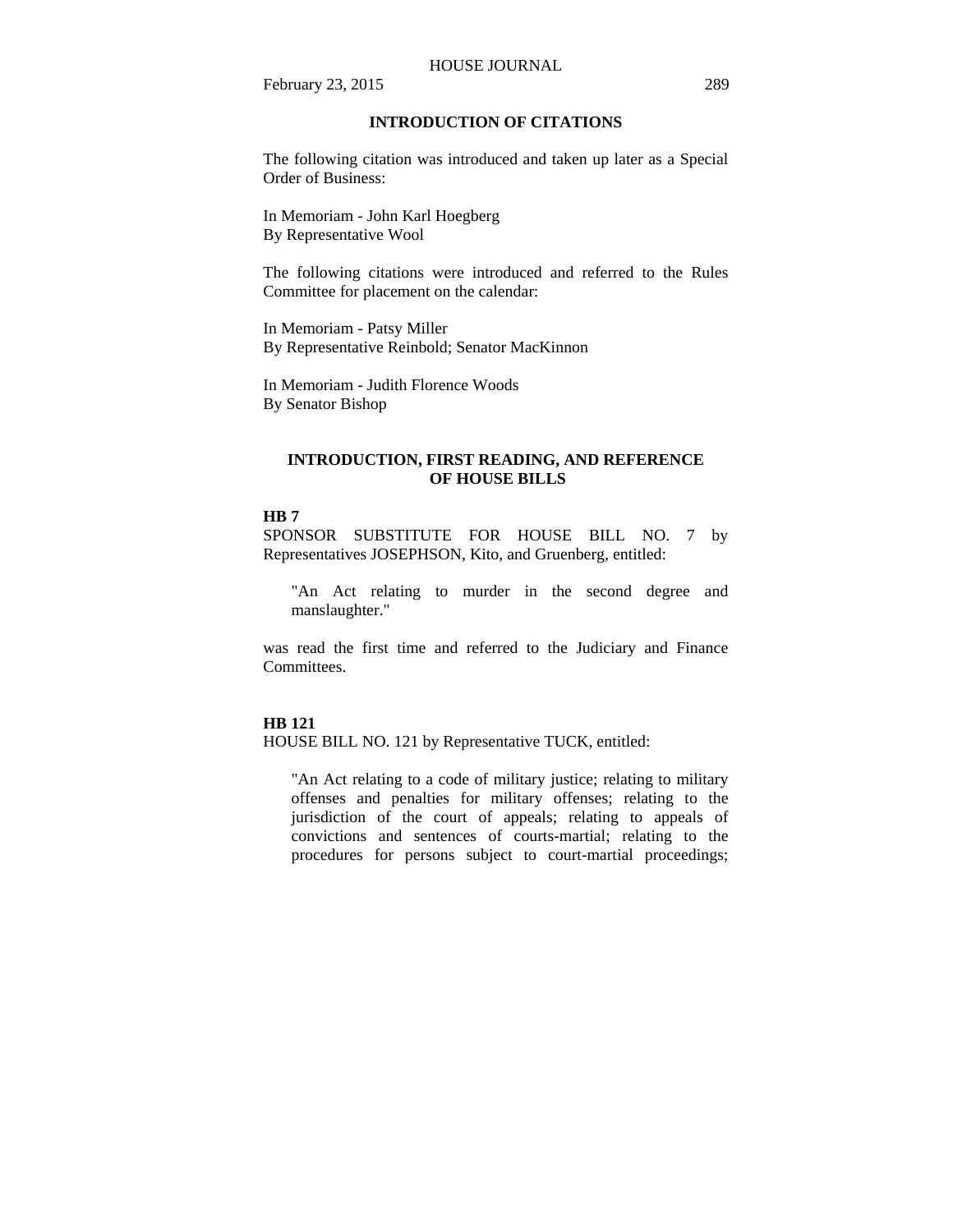## INTRODUCTION OF CITATIONS

The following citation was introduced and taken up later as a Special Order of Business:

In Memoriam - John Karl Hoegberg
By Representative Wool

The following citations were introduced and referred to the Rules Committee for placement on the calendar:

In Memoriam - Patsy Miller
By Representative Reinbold; Senator MacKinnon

In Memoriam - Judith Florence Woods
By Senator Bishop

## INTRODUCTION, FIRST READING, AND REFERENCE OF HOUSE BILLS

**HB 7**

SPONSOR SUBSTITUTE FOR HOUSE BILL NO. 7 by Representatives JOSEPHSON, Kito, and Gruenberg, entitled:

> "An Act relating to murder in the second degree and manslaughter."

was read the first time and referred to the Judiciary and Finance Committees.

**HB 121**

HOUSE BILL NO. 121 by Representative TUCK, entitled:

> "An Act relating to a code of military justice; relating to military offenses and penalties for military offenses; relating to the jurisdiction of the court of appeals; relating to appeals of convictions and sentences of courts-martial; relating to the procedures for persons subject to court-martial proceedings;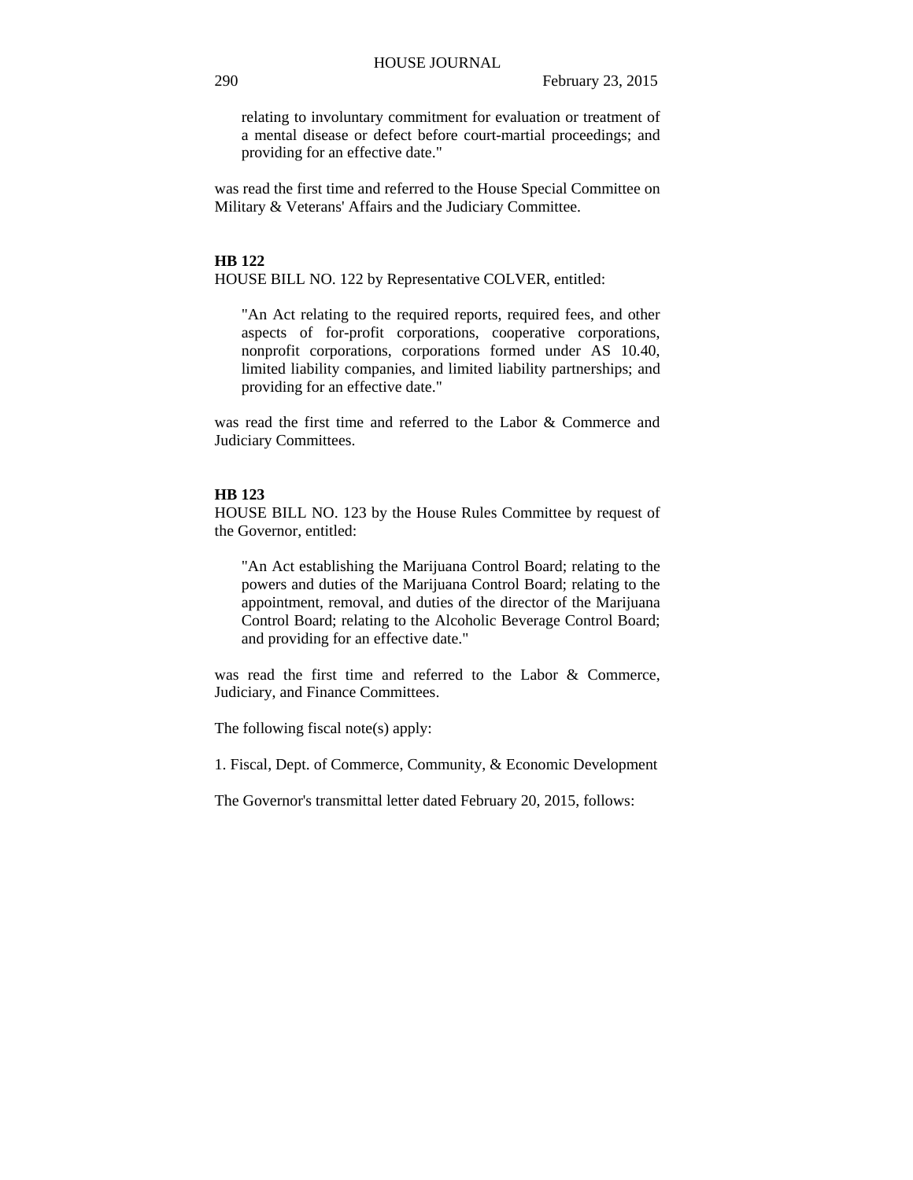relating to involuntary commitment for evaluation or treatment of a mental disease or defect before court-martial proceedings; and providing for an effective date."

was read the first time and referred to the House Special Committee on Military & Veterans' Affairs and the Judiciary Committee.

**HB 122**

HOUSE BILL NO. 122 by Representative COLVER, entitled:

> "An Act relating to the required reports, required fees, and other aspects of for-profit corporations, cooperative corporations, nonprofit corporations, corporations formed under AS 10.40, limited liability companies, and limited liability partnerships; and providing for an effective date."

was read the first time and referred to the Labor & Commerce and Judiciary Committees.

**HB 123**

HOUSE BILL NO. 123 by the House Rules Committee by request of the Governor, entitled:

> "An Act establishing the Marijuana Control Board; relating to the powers and duties of the Marijuana Control Board; relating to the appointment, removal, and duties of the director of the Marijuana Control Board; relating to the Alcoholic Beverage Control Board; and providing for an effective date."

was read the first time and referred to the Labor & Commerce, Judiciary, and Finance Committees.

The following fiscal note(s) apply:

1. Fiscal, Dept. of Commerce, Community, & Economic Development

The Governor's transmittal letter dated February 20, 2015, follows: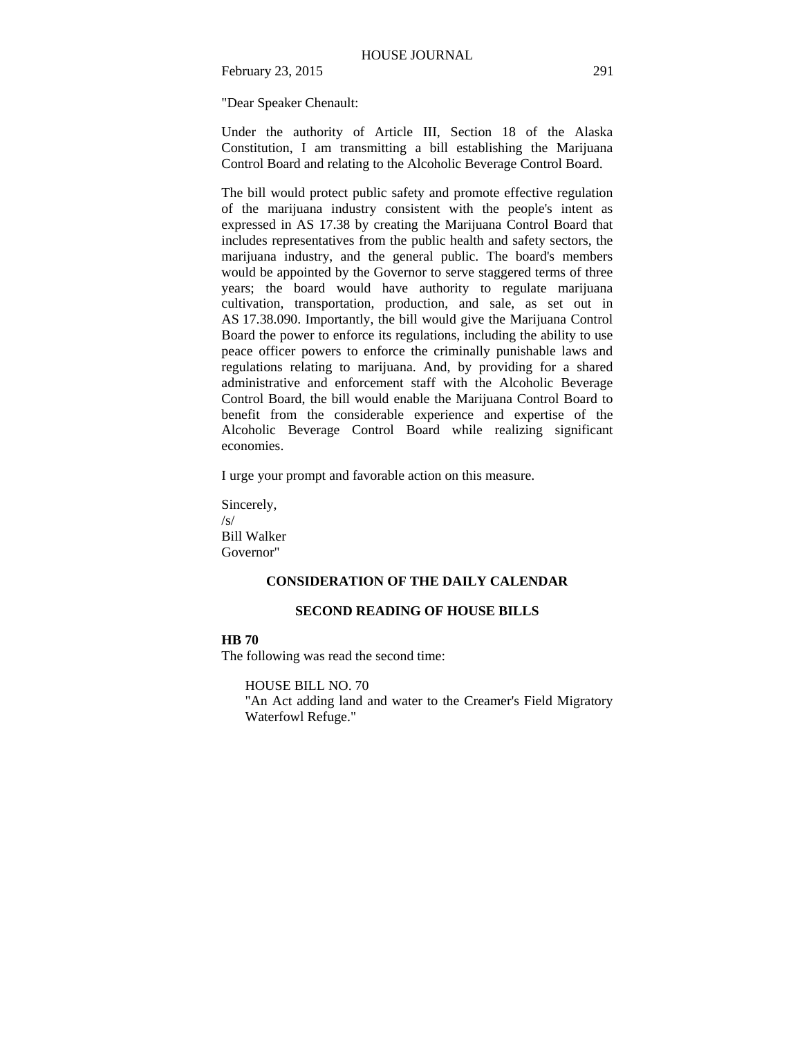"Dear Speaker Chenault:

Under the authority of Article III, Section 18 of the Alaska Constitution, I am transmitting a bill establishing the Marijuana Control Board and relating to the Alcoholic Beverage Control Board.

The bill would protect public safety and promote effective regulation of the marijuana industry consistent with the people's intent as expressed in AS 17.38 by creating the Marijuana Control Board that includes representatives from the public health and safety sectors, the marijuana industry, and the general public. The board's members would be appointed by the Governor to serve staggered terms of three years; the board would have authority to regulate marijuana cultivation, transportation, production, and sale, as set out in AS 17.38.090. Importantly, the bill would give the Marijuana Control Board the power to enforce its regulations, including the ability to use peace officer powers to enforce the criminally punishable laws and regulations relating to marijuana. And, by providing for a shared administrative and enforcement staff with the Alcoholic Beverage Control Board, the bill would enable the Marijuana Control Board to benefit from the considerable experience and expertise of the Alcoholic Beverage Control Board while realizing significant economies.

I urge your prompt and favorable action on this measure.

Sincerely,
/s/
Bill Walker
Governor"

## CONSIDERATION OF THE DAILY CALENDAR

### SECOND READING OF HOUSE BILLS

**HB 70**
The following was read the second time:

> HOUSE BILL NO. 70
> "An Act adding land and water to the Creamer's Field Migratory Waterfowl Refuge."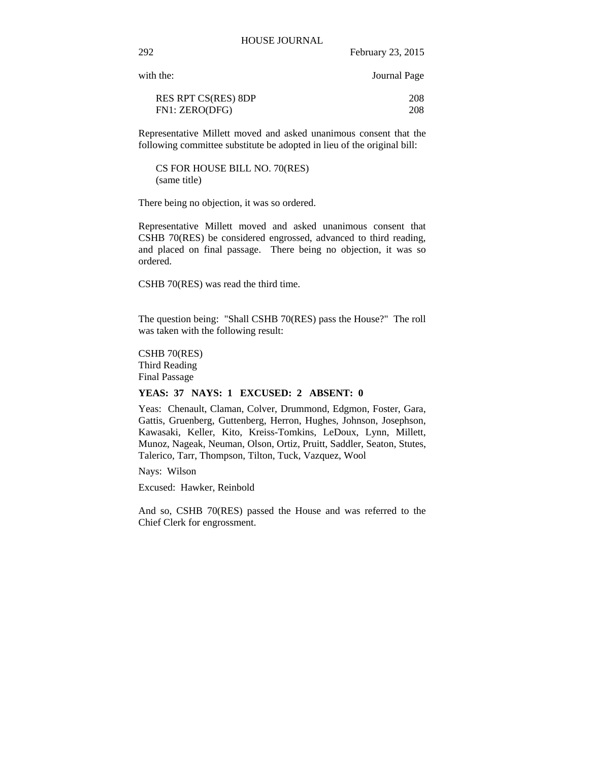with the: Journal Page

| | |
|---|---|
| RES RPT CS(RES) 8DP | 208 |
| FN1: ZERO(DFG) | 208 |

Representative Millett moved and asked unanimous consent that the following committee substitute be adopted in lieu of the original bill:

CS FOR HOUSE BILL NO. 70(RES)
(same title)

There being no objection, it was so ordered.

Representative Millett moved and asked unanimous consent that CSHB 70(RES) be considered engrossed, advanced to third reading, and placed on final passage. There being no objection, it was so ordered.

CSHB 70(RES) was read the third time.

The question being: "Shall CSHB 70(RES) pass the House?" The roll was taken with the following result:

CSHB 70(RES)
Third Reading
Final Passage

**YEAS: 37 NAYS: 1 EXCUSED: 2 ABSENT: 0**

Yeas: Chenault, Claman, Colver, Drummond, Edgmon, Foster, Gara, Gattis, Gruenberg, Guttenberg, Herron, Hughes, Johnson, Josephson, Kawasaki, Keller, Kito, Kreiss-Tomkins, LeDoux, Lynn, Millett, Munoz, Nageak, Neuman, Olson, Ortiz, Pruitt, Saddler, Seaton, Stutes, Talerico, Tarr, Thompson, Tilton, Tuck, Vazquez, Wool

Nays: Wilson

Excused: Hawker, Reinbold

And so, CSHB 70(RES) passed the House and was referred to the Chief Clerk for engrossment.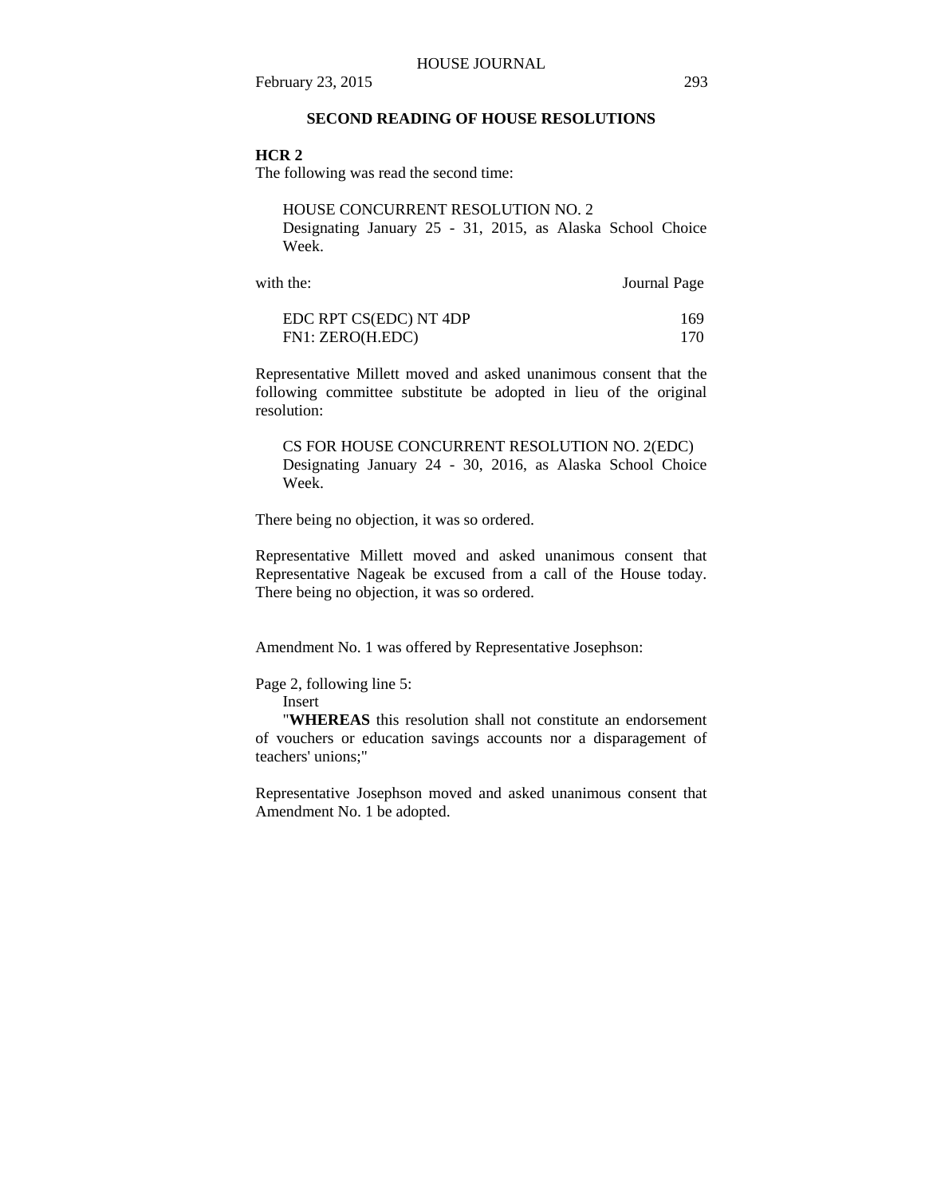## SECOND READING OF HOUSE RESOLUTIONS

**HCR 2**

The following was read the second time:

HOUSE CONCURRENT RESOLUTION NO. 2
Designating January 25 - 31, 2015, as Alaska School Choice Week.

| with the: | Journal Page |
|---|---|
| EDC RPT CS(EDC) NT 4DP | 169 |
| FN1: ZERO(H.EDC) | 170 |

Representative Millett moved and asked unanimous consent that the following committee substitute be adopted in lieu of the original resolution:

CS FOR HOUSE CONCURRENT RESOLUTION NO. 2(EDC)
Designating January 24 - 30, 2016, as Alaska School Choice Week.

There being no objection, it was so ordered.

Representative Millett moved and asked unanimous consent that Representative Nageak be excused from a call of the House today. There being no objection, it was so ordered.

Amendment No. 1 was offered by Representative Josephson:

Page 2, following line 5:
Insert
"**WHEREAS** this resolution shall not constitute an endorsement of vouchers or education savings accounts nor a disparagement of teachers' unions;"

Representative Josephson moved and asked unanimous consent that Amendment No. 1 be adopted.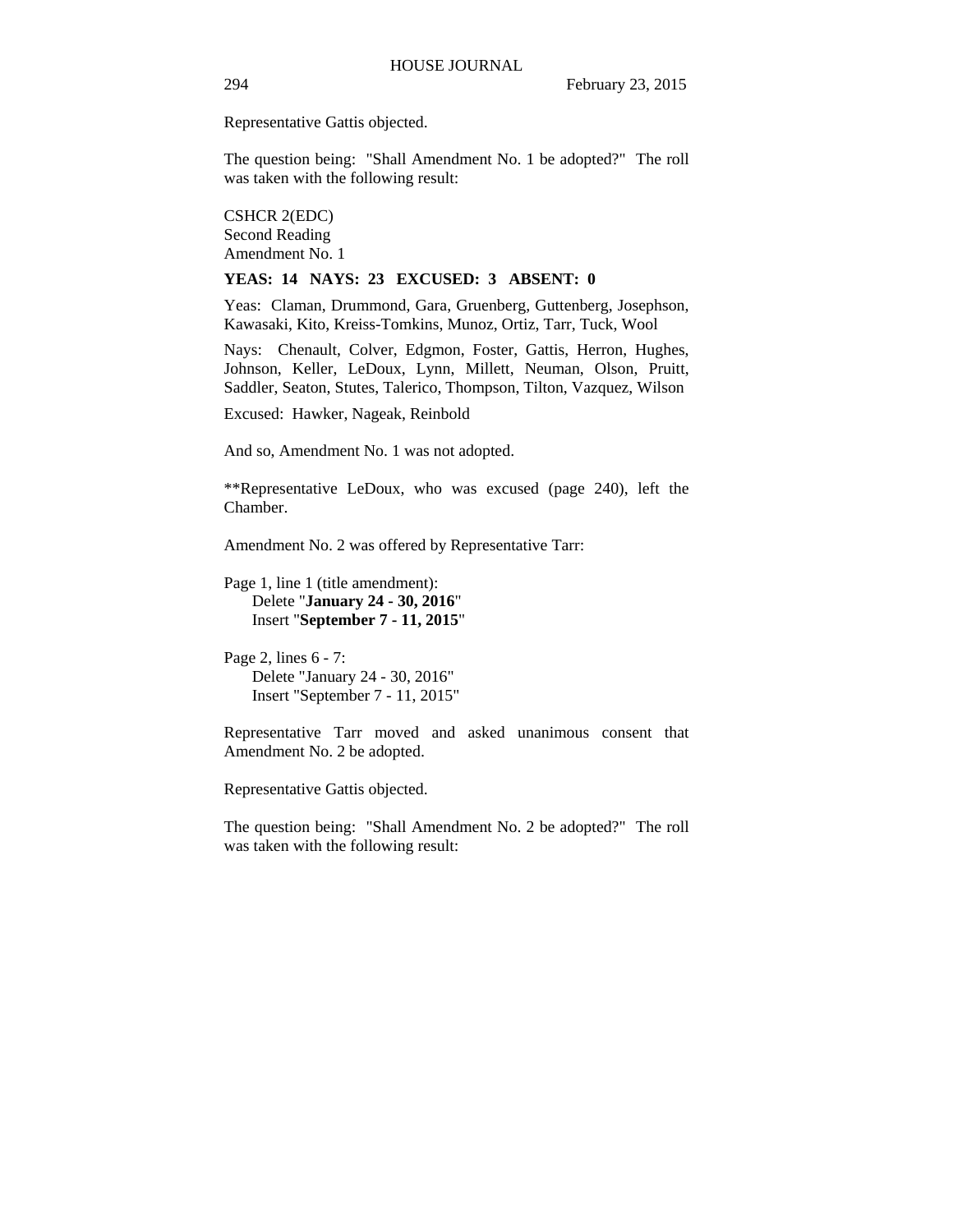Representative Gattis objected.

The question being: "Shall Amendment No. 1 be adopted?" The roll was taken with the following result:

CSHCR 2(EDC)
Second Reading
Amendment No. 1

**YEAS: 14 NAYS: 23 EXCUSED: 3 ABSENT: 0**

Yeas: Claman, Drummond, Gara, Gruenberg, Guttenberg, Josephson, Kawasaki, Kito, Kreiss-Tomkins, Munoz, Ortiz, Tarr, Tuck, Wool

Nays: Chenault, Colver, Edgmon, Foster, Gattis, Herron, Hughes, Johnson, Keller, LeDoux, Lynn, Millett, Neuman, Olson, Pruitt, Saddler, Seaton, Stutes, Talerico, Thompson, Tilton, Vazquez, Wilson

Excused: Hawker, Nageak, Reinbold

And so, Amendment No. 1 was not adopted.

**Representative LeDoux, who was excused (page 240), left the Chamber.

Amendment No. 2 was offered by Representative Tarr:

Page 1, line 1 (title amendment):
Delete "**January 24 - 30, 2016**"
Insert "**September 7 - 11, 2015**"

Page 2, lines 6 - 7:
Delete "January 24 - 30, 2016"
Insert "September 7 - 11, 2015"

Representative Tarr moved and asked unanimous consent that Amendment No. 2 be adopted.

Representative Gattis objected.

The question being: "Shall Amendment No. 2 be adopted?" The roll was taken with the following result: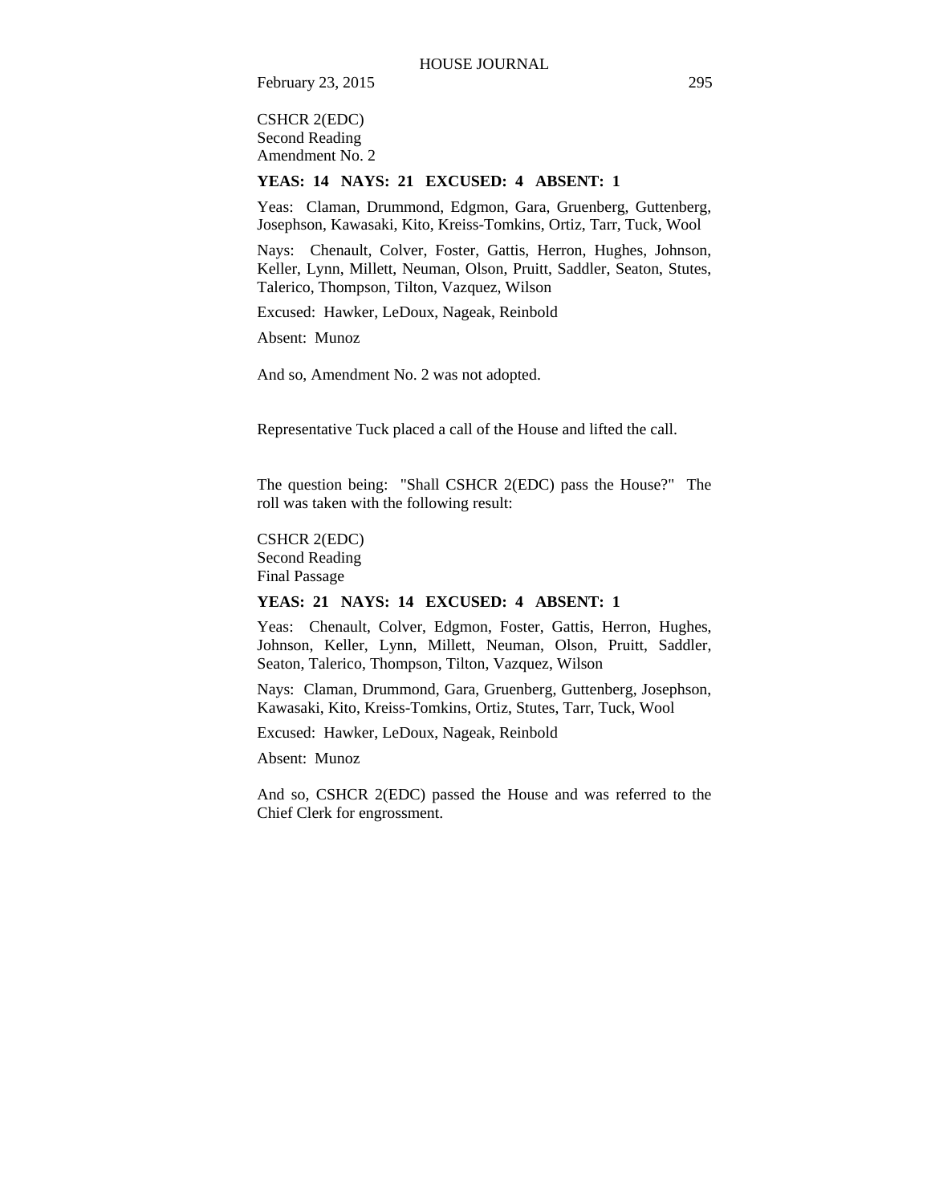CSHCR 2(EDC)
Second Reading
Amendment No. 2

**YEAS: 14 NAYS: 21 EXCUSED: 4 ABSENT: 1**

Yeas: Claman, Drummond, Edgmon, Gara, Gruenberg, Guttenberg, Josephson, Kawasaki, Kito, Kreiss-Tomkins, Ortiz, Tarr, Tuck, Wool

Nays: Chenault, Colver, Foster, Gattis, Herron, Hughes, Johnson, Keller, Lynn, Millett, Neuman, Olson, Pruitt, Saddler, Seaton, Stutes, Talerico, Thompson, Tilton, Vazquez, Wilson

Excused: Hawker, LeDoux, Nageak, Reinbold

Absent: Munoz

And so, Amendment No. 2 was not adopted.

Representative Tuck placed a call of the House and lifted the call.

The question being: "Shall CSHCR 2(EDC) pass the House?" The roll was taken with the following result:

CSHCR 2(EDC)
Second Reading
Final Passage

**YEAS: 21 NAYS: 14 EXCUSED: 4 ABSENT: 1**

Yeas: Chenault, Colver, Edgmon, Foster, Gattis, Herron, Hughes, Johnson, Keller, Lynn, Millett, Neuman, Olson, Pruitt, Saddler, Seaton, Talerico, Thompson, Tilton, Vazquez, Wilson

Nays: Claman, Drummond, Gara, Gruenberg, Guttenberg, Josephson, Kawasaki, Kito, Kreiss-Tomkins, Ortiz, Stutes, Tarr, Tuck, Wool

Excused: Hawker, LeDoux, Nageak, Reinbold

Absent: Munoz

And so, CSHCR 2(EDC) passed the House and was referred to the Chief Clerk for engrossment.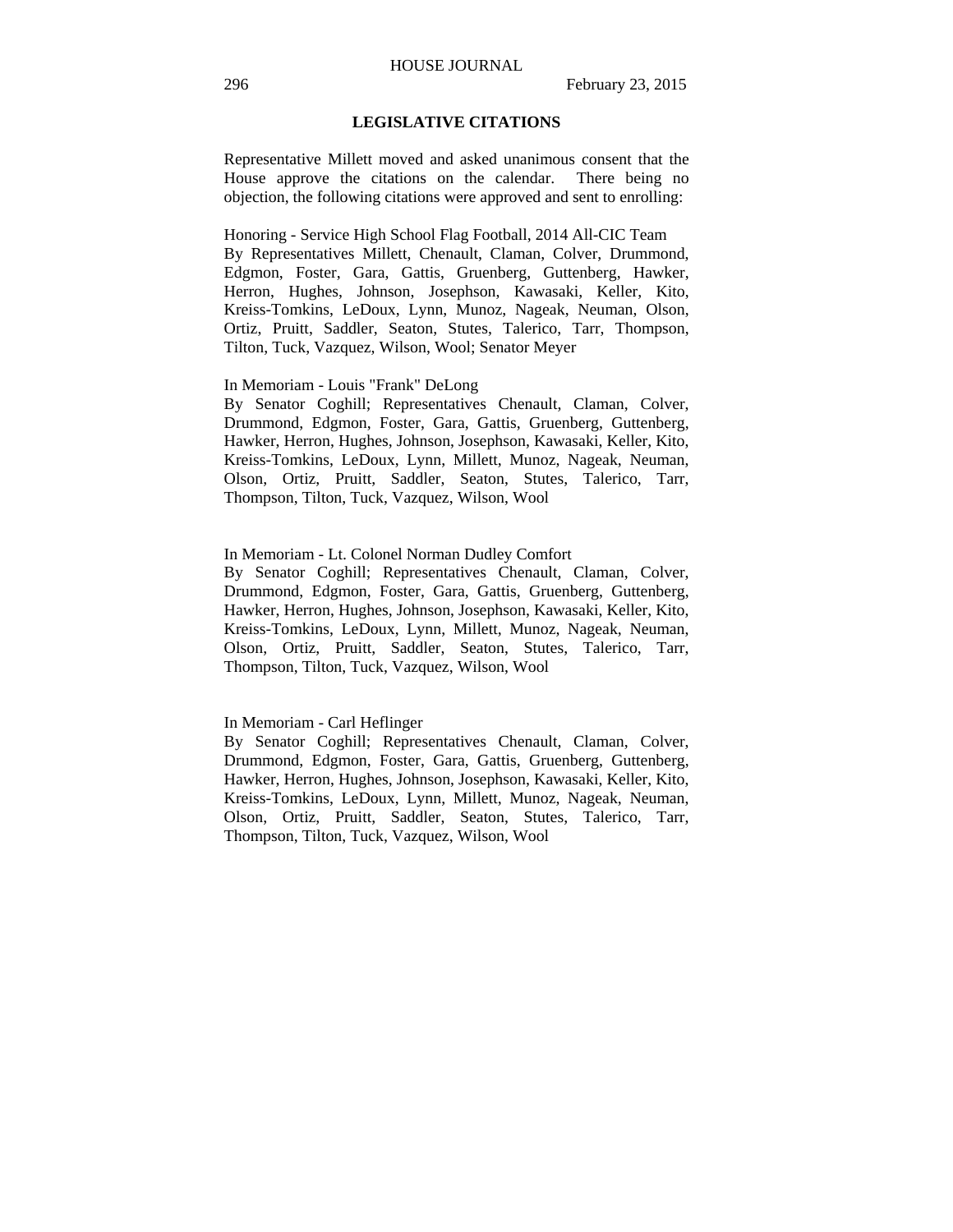## LEGISLATIVE CITATIONS

Representative Millett moved and asked unanimous consent that the House approve the citations on the calendar. There being no objection, the following citations were approved and sent to enrolling:

Honoring - Service High School Flag Football, 2014 All-CIC Team
By Representatives Millett, Chenault, Claman, Colver, Drummond, Edgmon, Foster, Gara, Gattis, Gruenberg, Guttenberg, Hawker, Herron, Hughes, Johnson, Josephson, Kawasaki, Keller, Kito, Kreiss-Tomkins, LeDoux, Lynn, Munoz, Nageak, Neuman, Olson, Ortiz, Pruitt, Saddler, Seaton, Stutes, Talerico, Tarr, Thompson, Tilton, Tuck, Vazquez, Wilson, Wool; Senator Meyer

In Memoriam - Louis "Frank" DeLong
By Senator Coghill; Representatives Chenault, Claman, Colver, Drummond, Edgmon, Foster, Gara, Gattis, Gruenberg, Guttenberg, Hawker, Herron, Hughes, Johnson, Josephson, Kawasaki, Keller, Kito, Kreiss-Tomkins, LeDoux, Lynn, Millett, Munoz, Nageak, Neuman, Olson, Ortiz, Pruitt, Saddler, Seaton, Stutes, Talerico, Tarr, Thompson, Tilton, Tuck, Vazquez, Wilson, Wool

In Memoriam - Lt. Colonel Norman Dudley Comfort
By Senator Coghill; Representatives Chenault, Claman, Colver, Drummond, Edgmon, Foster, Gara, Gattis, Gruenberg, Guttenberg, Hawker, Herron, Hughes, Johnson, Josephson, Kawasaki, Keller, Kito, Kreiss-Tomkins, LeDoux, Lynn, Millett, Munoz, Nageak, Neuman, Olson, Ortiz, Pruitt, Saddler, Seaton, Stutes, Talerico, Tarr, Thompson, Tilton, Tuck, Vazquez, Wilson, Wool

In Memoriam - Carl Heflinger
By Senator Coghill; Representatives Chenault, Claman, Colver, Drummond, Edgmon, Foster, Gara, Gattis, Gruenberg, Guttenberg, Hawker, Herron, Hughes, Johnson, Josephson, Kawasaki, Keller, Kito, Kreiss-Tomkins, LeDoux, Lynn, Millett, Munoz, Nageak, Neuman, Olson, Ortiz, Pruitt, Saddler, Seaton, Stutes, Talerico, Tarr, Thompson, Tilton, Tuck, Vazquez, Wilson, Wool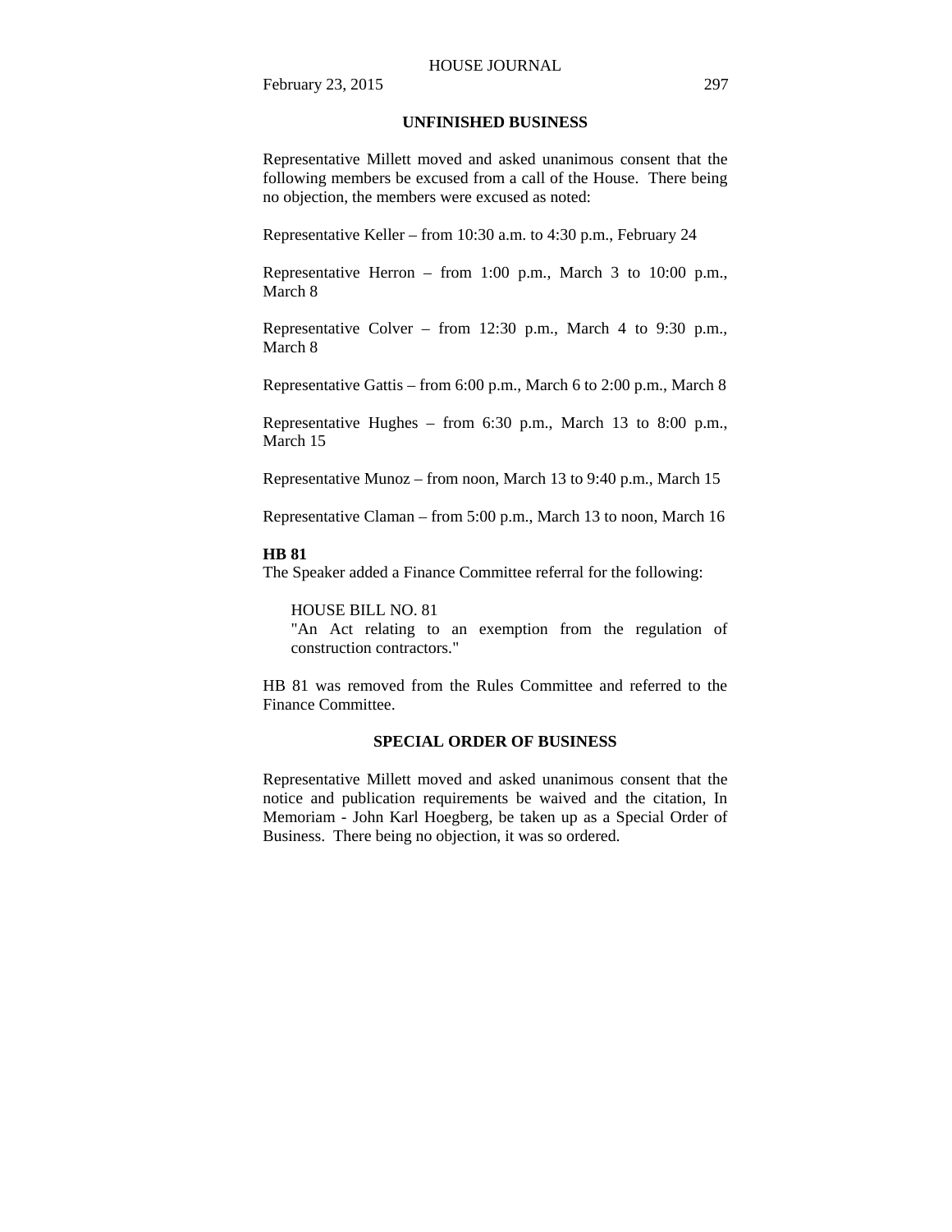## UNFINISHED BUSINESS

Representative Millett moved and asked unanimous consent that the following members be excused from a call of the House. There being no objection, the members were excused as noted:

Representative Keller – from 10:30 a.m. to 4:30 p.m., February 24

Representative Herron – from 1:00 p.m., March 3 to 10:00 p.m., March 8

Representative Colver – from 12:30 p.m., March 4 to 9:30 p.m., March 8

Representative Gattis – from 6:00 p.m., March 6 to 2:00 p.m., March 8

Representative Hughes – from 6:30 p.m., March 13 to 8:00 p.m., March 15

Representative Munoz – from noon, March 13 to 9:40 p.m., March 15

Representative Claman – from 5:00 p.m., March 13 to noon, March 16

**HB 81**

The Speaker added a Finance Committee referral for the following:

> HOUSE BILL NO. 81
> "An Act relating to an exemption from the regulation of construction contractors."

HB 81 was removed from the Rules Committee and referred to the Finance Committee.

## SPECIAL ORDER OF BUSINESS

Representative Millett moved and asked unanimous consent that the notice and publication requirements be waived and the citation, In Memoriam - John Karl Hoegberg, be taken up as a Special Order of Business. There being no objection, it was so ordered.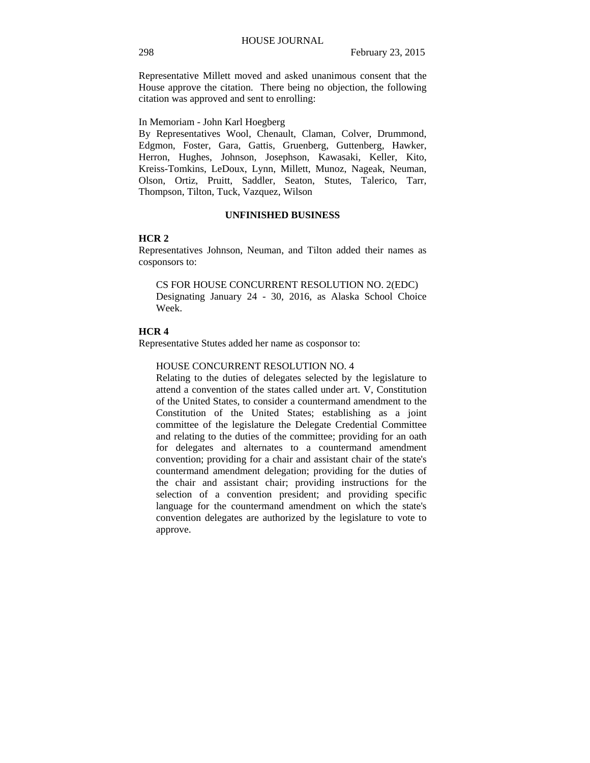Representative Millett moved and asked unanimous consent that the House approve the citation. There being no objection, the following citation was approved and sent to enrolling:

In Memoriam - John Karl Hoegberg
By Representatives Wool, Chenault, Claman, Colver, Drummond, Edgmon, Foster, Gara, Gattis, Gruenberg, Guttenberg, Hawker, Herron, Hughes, Johnson, Josephson, Kawasaki, Keller, Kito, Kreiss-Tomkins, LeDoux, Lynn, Millett, Munoz, Nageak, Neuman, Olson, Ortiz, Pruitt, Saddler, Seaton, Stutes, Talerico, Tarr, Thompson, Tilton, Tuck, Vazquez, Wilson

## UNFINISHED BUSINESS

**HCR 2**
Representatives Johnson, Neuman, and Tilton added their names as cosponsors to:

> CS FOR HOUSE CONCURRENT RESOLUTION NO. 2(EDC)
> Designating January 24 - 30, 2016, as Alaska School Choice Week.

**HCR 4**
Representative Stutes added her name as cosponsor to:

> HOUSE CONCURRENT RESOLUTION NO. 4
> Relating to the duties of delegates selected by the legislature to attend a convention of the states called under art. V, Constitution of the United States, to consider a countermand amendment to the Constitution of the United States; establishing as a joint committee of the legislature the Delegate Credential Committee and relating to the duties of the committee; providing for an oath for delegates and alternates to a countermand amendment convention; providing for a chair and assistant chair of the state's countermand amendment delegation; providing for the duties of the chair and assistant chair; providing instructions for the selection of a convention president; and providing specific language for the countermand amendment on which the state's convention delegates are authorized by the legislature to vote to approve.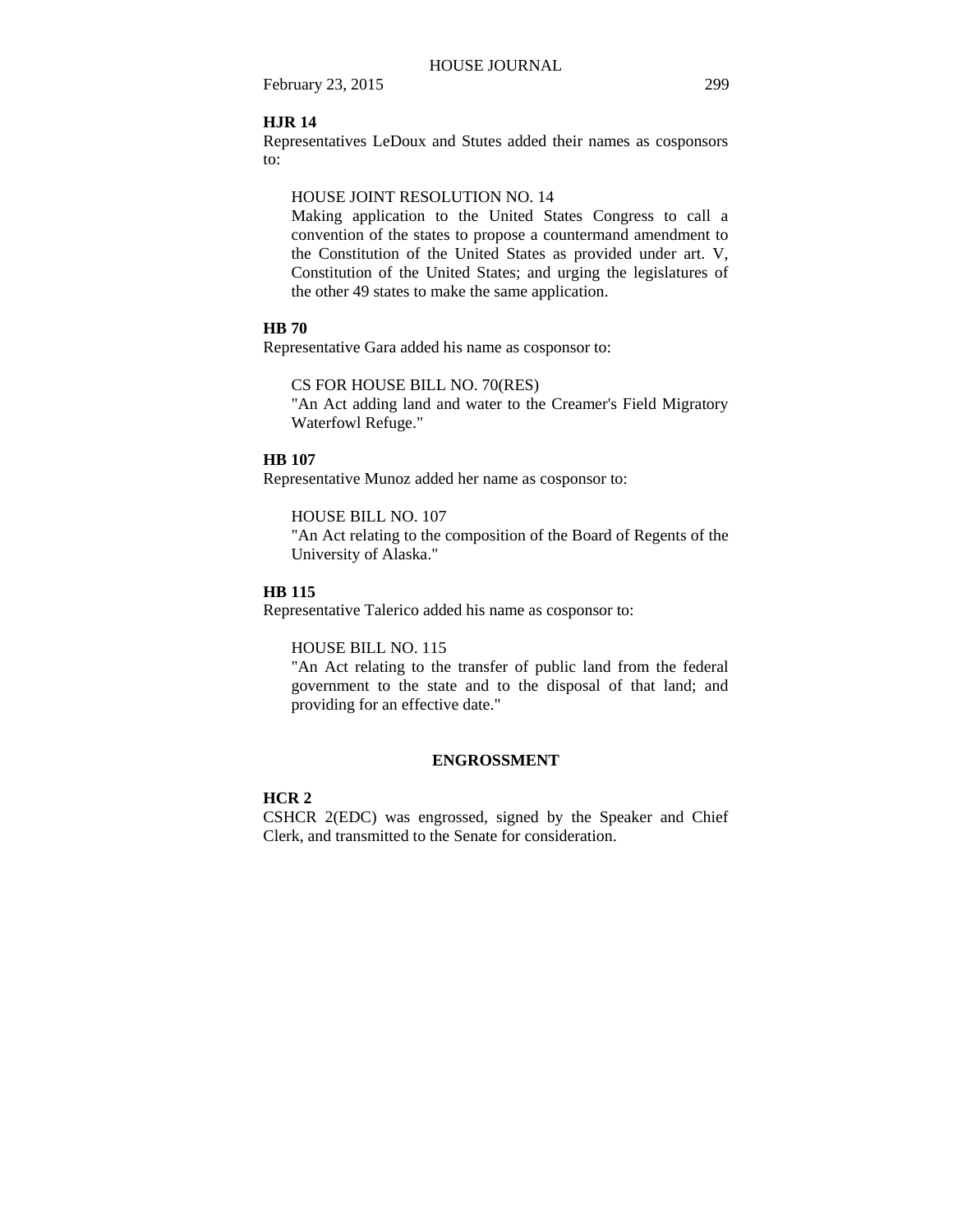**HJR 14**

Representatives LeDoux and Stutes added their names as cosponsors to:

HOUSE JOINT RESOLUTION NO. 14
Making application to the United States Congress to call a convention of the states to propose a countermand amendment to the Constitution of the United States as provided under art. V, Constitution of the United States; and urging the legislatures of the other 49 states to make the same application.

**HB 70**

Representative Gara added his name as cosponsor to:

CS FOR HOUSE BILL NO. 70(RES)
"An Act adding land and water to the Creamer's Field Migratory Waterfowl Refuge."

**HB 107**

Representative Munoz added her name as cosponsor to:

HOUSE BILL NO. 107
"An Act relating to the composition of the Board of Regents of the University of Alaska."

**HB 115**

Representative Talerico added his name as cosponsor to:

HOUSE BILL NO. 115
"An Act relating to the transfer of public land from the federal government to the state and to the disposal of that land; and providing for an effective date."

## ENGROSSMENT

**HCR 2**

CSHCR 2(EDC) was engrossed, signed by the Speaker and Chief Clerk, and transmitted to the Senate for consideration.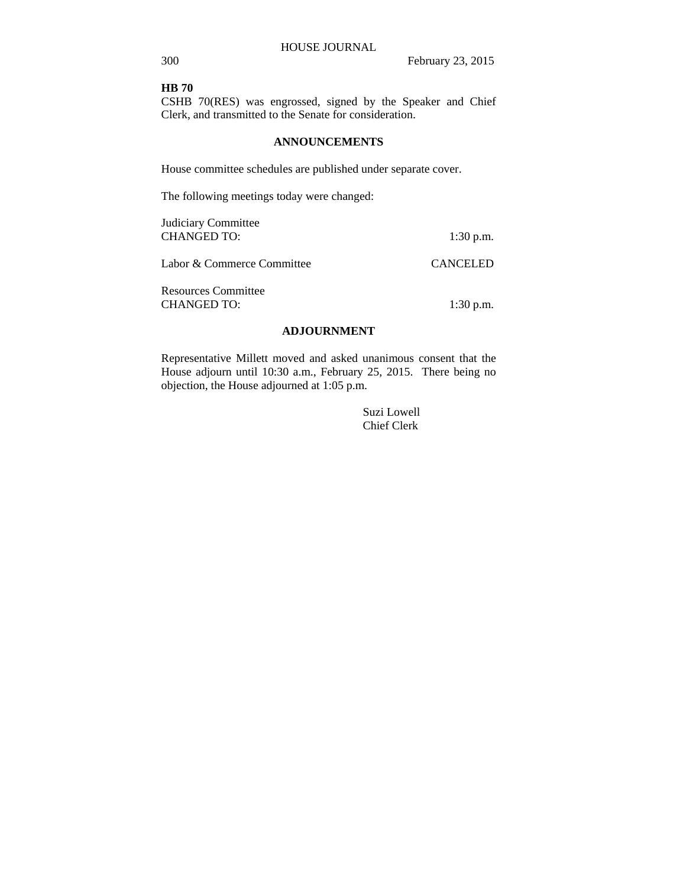**HB 70**

CSHB 70(RES) was engrossed, signed by the Speaker and Chief Clerk, and transmitted to the Senate for consideration.

## ANNOUNCEMENTS

House committee schedules are published under separate cover.

The following meetings today were changed:

| | |
|---|---|
| Judiciary Committee | |
| CHANGED TO: | 1:30 p.m. |
| Labor & Commerce Committee | CANCELED |
| Resources Committee | |
| CHANGED TO: | 1:30 p.m. |

## ADJOURNMENT

Representative Millett moved and asked unanimous consent that the House adjourn until 10:30 a.m., February 25, 2015. There being no objection, the House adjourned at 1:05 p.m.

Suzi Lowell
Chief Clerk